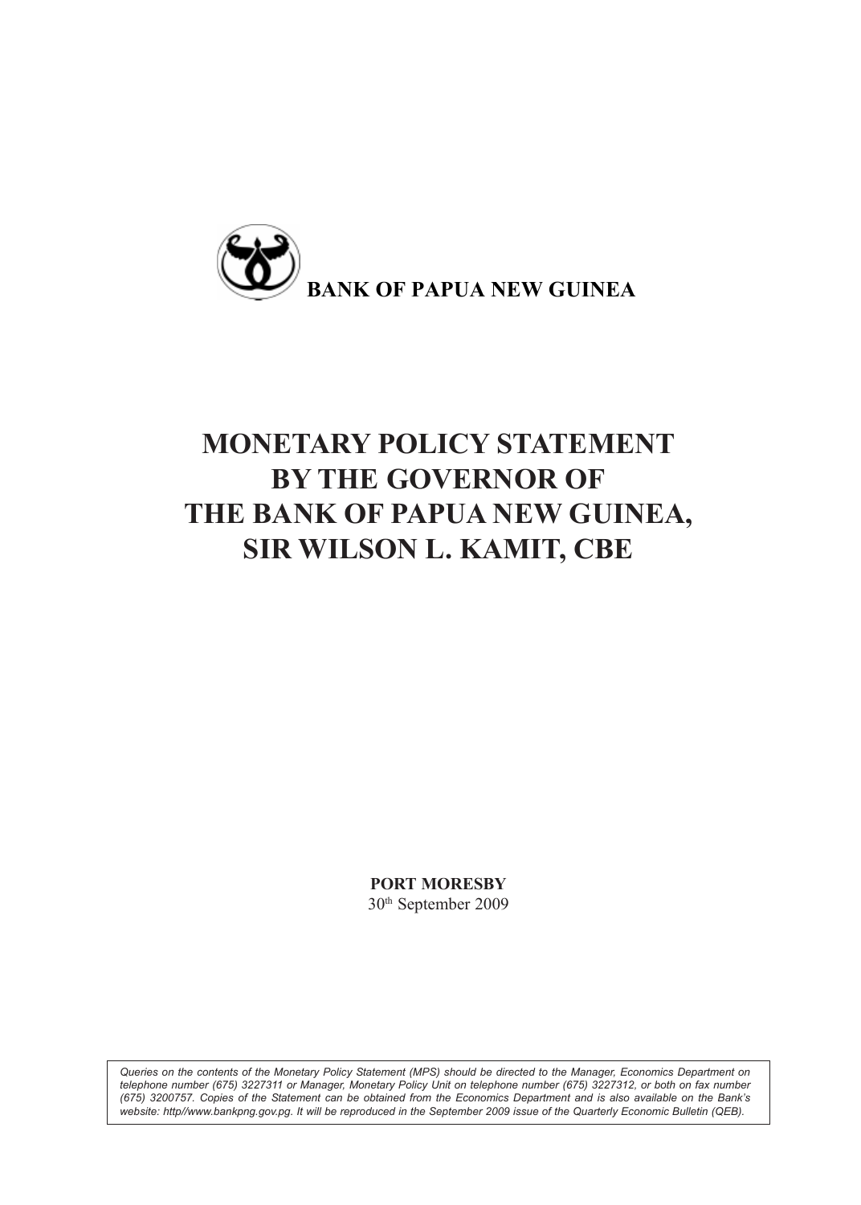**BANK OF PAPUA NEW GUINEA**

# MONETARY POLICY STATEMENT BY THE GOVERNOR OF THE BANK OF PAPUA NEW GUINEA, SIR WILSON L. KAMIT, CBE

**PORT MORESBY**
30th September 2009

*Queries on the contents of the Monetary Policy Statement (MPS) should be directed to the Manager, Economics Department on telephone number (675) 3227311 or Manager, Monetary Policy Unit on telephone number (675) 3227312, or both on fax number (675) 3200757. Copies of the Statement can be obtained from the Economics Department and is also available on the Bank's website: http//www.bankpng.gov.pg. It will be reproduced in the September 2009 issue of the Quarterly Economic Bulletin (QEB).*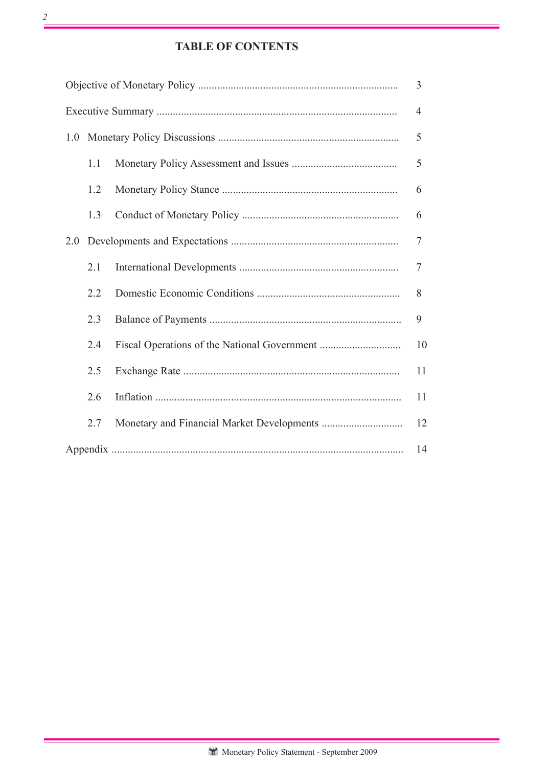# TABLE OF CONTENTS

| | |
|---|---|
| Objective of Monetary Policy | 3 |
| Executive Summary | 4 |
| 1.0 Monetary Policy Discussions | 5 |
| 1.1 Monetary Policy Assessment and Issues | 5 |
| 1.2 Monetary Policy Stance | 6 |
| 1.3 Conduct of Monetary Policy | 6 |
| 2.0 Developments and Expectations | 7 |
| 2.1 International Developments | 7 |
| 2.2 Domestic Economic Conditions | 8 |
| 2.3 Balance of Payments | 9 |
| 2.4 Fiscal Operations of the National Government | 10 |
| 2.5 Exchange Rate | 11 |
| 2.6 Inflation | 11 |
| 2.7 Monetary and Financial Market Developments | 12 |
| Appendix | 14 |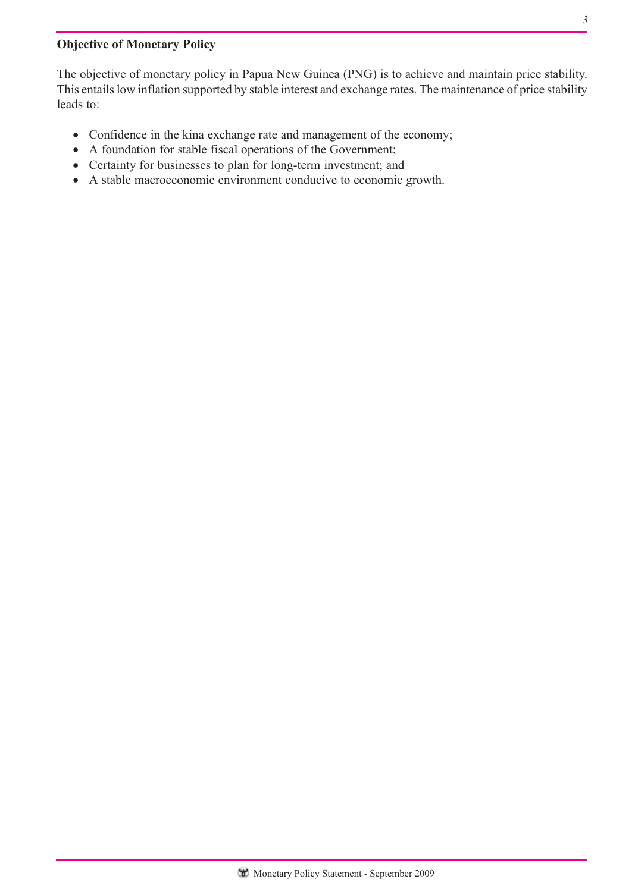## Objective of Monetary Policy

The objective of monetary policy in Papua New Guinea (PNG) is to achieve and maintain price stability. This entails low inflation supported by stable interest and exchange rates. The maintenance of price stability leads to:

- Confidence in the kina exchange rate and management of the economy;
- A foundation for stable fiscal operations of the Government;
- Certainty for businesses to plan for long-term investment; and
- A stable macroeconomic environment conducive to economic growth.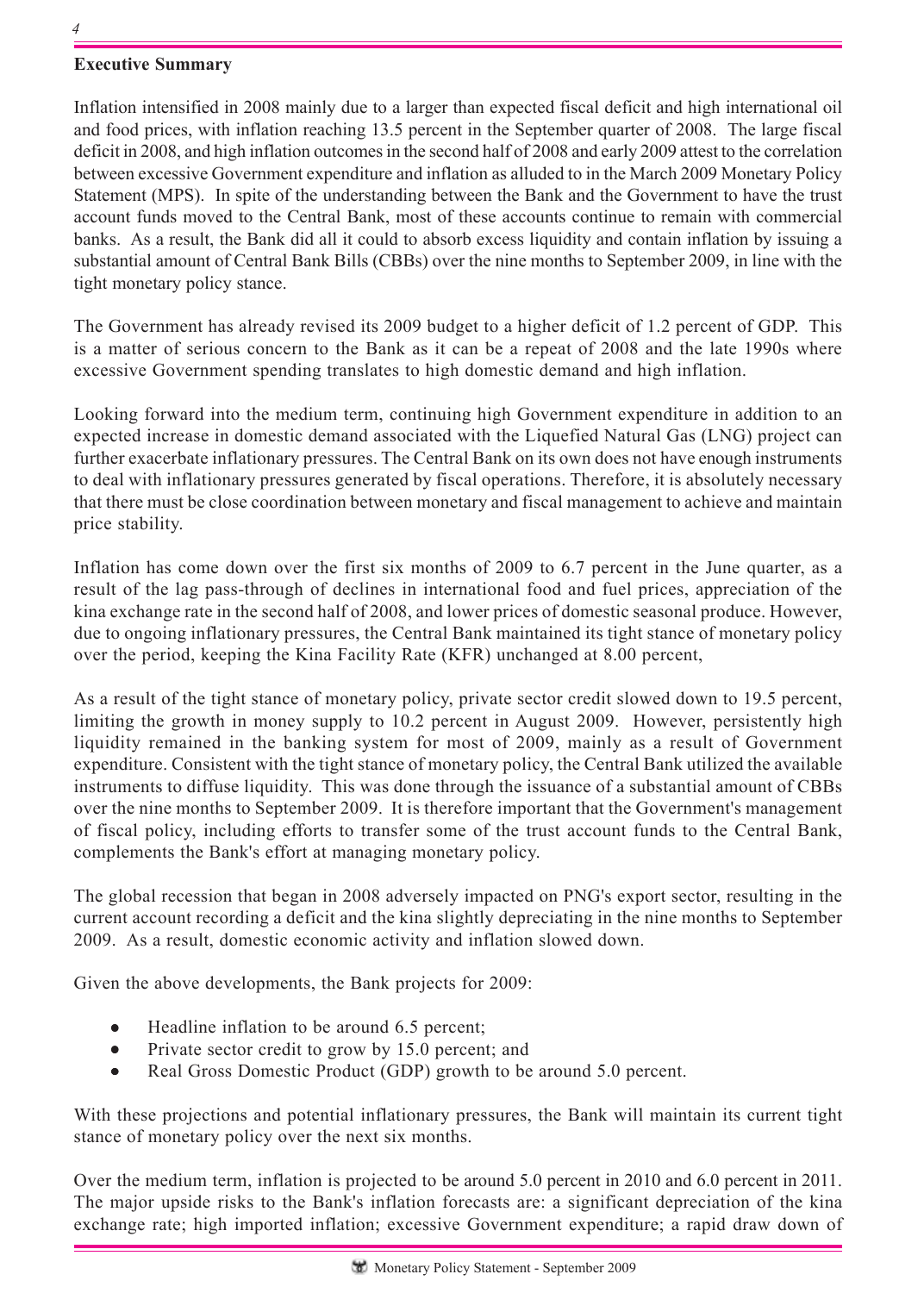## Executive Summary

Inflation intensified in 2008 mainly due to a larger than expected fiscal deficit and high international oil and food prices, with inflation reaching 13.5 percent in the September quarter of 2008. The large fiscal deficit in 2008, and high inflation outcomes in the second half of 2008 and early 2009 attest to the correlation between excessive Government expenditure and inflation as alluded to in the March 2009 Monetary Policy Statement (MPS). In spite of the understanding between the Bank and the Government to have the trust account funds moved to the Central Bank, most of these accounts continue to remain with commercial banks. As a result, the Bank did all it could to absorb excess liquidity and contain inflation by issuing a substantial amount of Central Bank Bills (CBBs) over the nine months to September 2009, in line with the tight monetary policy stance.

The Government has already revised its 2009 budget to a higher deficit of 1.2 percent of GDP. This is a matter of serious concern to the Bank as it can be a repeat of 2008 and the late 1990s where excessive Government spending translates to high domestic demand and high inflation.

Looking forward into the medium term, continuing high Government expenditure in addition to an expected increase in domestic demand associated with the Liquefied Natural Gas (LNG) project can further exacerbate inflationary pressures. The Central Bank on its own does not have enough instruments to deal with inflationary pressures generated by fiscal operations. Therefore, it is absolutely necessary that there must be close coordination between monetary and fiscal management to achieve and maintain price stability.

Inflation has come down over the first six months of 2009 to 6.7 percent in the June quarter, as a result of the lag pass-through of declines in international food and fuel prices, appreciation of the kina exchange rate in the second half of 2008, and lower prices of domestic seasonal produce. However, due to ongoing inflationary pressures, the Central Bank maintained its tight stance of monetary policy over the period, keeping the Kina Facility Rate (KFR) unchanged at 8.00 percent,

As a result of the tight stance of monetary policy, private sector credit slowed down to 19.5 percent, limiting the growth in money supply to 10.2 percent in August 2009. However, persistently high liquidity remained in the banking system for most of 2009, mainly as a result of Government expenditure. Consistent with the tight stance of monetary policy, the Central Bank utilized the available instruments to diffuse liquidity. This was done through the issuance of a substantial amount of CBBs over the nine months to September 2009. It is therefore important that the Government's management of fiscal policy, including efforts to transfer some of the trust account funds to the Central Bank, complements the Bank's effort at managing monetary policy.

The global recession that began in 2008 adversely impacted on PNG's export sector, resulting in the current account recording a deficit and the kina slightly depreciating in the nine months to September 2009. As a result, domestic economic activity and inflation slowed down.

Given the above developments, the Bank projects for 2009:

- Headline inflation to be around 6.5 percent;
- Private sector credit to grow by 15.0 percent; and
- Real Gross Domestic Product (GDP) growth to be around 5.0 percent.

With these projections and potential inflationary pressures, the Bank will maintain its current tight stance of monetary policy over the next six months.

Over the medium term, inflation is projected to be around 5.0 percent in 2010 and 6.0 percent in 2011. The major upside risks to the Bank's inflation forecasts are: a significant depreciation of the kina exchange rate; high imported inflation; excessive Government expenditure; a rapid draw down of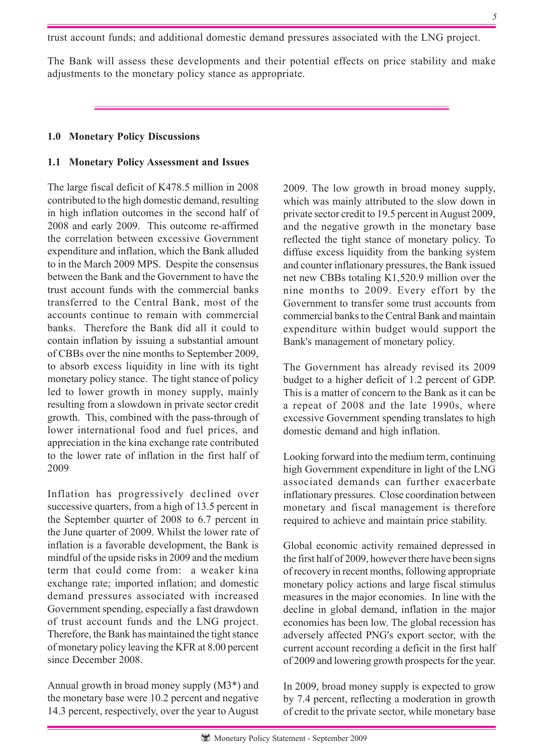trust account funds; and additional domestic demand pressures associated with the LNG project.

The Bank will assess these developments and their potential effects on price stability and make adjustments to the monetary policy stance as appropriate.

## 1.0 Monetary Policy Discussions

### 1.1 Monetary Policy Assessment and Issues

The large fiscal deficit of K478.5 million in 2008 contributed to the high domestic demand, resulting in high inflation outcomes in the second half of 2008 and early 2009. This outcome re-affirmed the correlation between excessive Government expenditure and inflation, which the Bank alluded to in the March 2009 MPS. Despite the consensus between the Bank and the Government to have the trust account funds with the commercial banks transferred to the Central Bank, most of the accounts continue to remain with commercial banks. Therefore the Bank did all it could to contain inflation by issuing a substantial amount of CBBs over the nine months to September 2009, to absorb excess liquidity in line with its tight monetary policy stance. The tight stance of policy led to lower growth in money supply, mainly resulting from a slowdown in private sector credit growth. This, combined with the pass-through of lower international food and fuel prices, and appreciation in the kina exchange rate contributed to the lower rate of inflation in the first half of 2009

Inflation has progressively declined over successive quarters, from a high of 13.5 percent in the September quarter of 2008 to 6.7 percent in the June quarter of 2009. Whilst the lower rate of inflation is a favorable development, the Bank is mindful of the upside risks in 2009 and the medium term that could come from: a weaker kina exchange rate; imported inflation; and domestic demand pressures associated with increased Government spending, especially a fast drawdown of trust account funds and the LNG project. Therefore, the Bank has maintained the tight stance of monetary policy leaving the KFR at 8.00 percent since December 2008.

Annual growth in broad money supply (M3*) and the monetary base were 10.2 percent and negative 14.3 percent, respectively, over the year to August 2009. The low growth in broad money supply, which was mainly attributed to the slow down in private sector credit to 19.5 percent in August 2009, and the negative growth in the monetary base reflected the tight stance of monetary policy. To diffuse excess liquidity from the banking system and counter inflationary pressures, the Bank issued net new CBBs totaling K1,520.9 million over the nine months to 2009. Every effort by the Government to transfer some trust accounts from commercial banks to the Central Bank and maintain expenditure within budget would support the Bank's management of monetary policy.

The Government has already revised its 2009 budget to a higher deficit of 1.2 percent of GDP. This is a matter of concern to the Bank as it can be a repeat of 2008 and the late 1990s, where excessive Government spending translates to high domestic demand and high inflation.

Looking forward into the medium term, continuing high Government expenditure in light of the LNG associated demands can further exacerbate inflationary pressures. Close coordination between monetary and fiscal management is therefore required to achieve and maintain price stability.

Global economic activity remained depressed in the first half of 2009, however there have been signs of recovery in recent months, following appropriate monetary policy actions and large fiscal stimulus measures in the major economies. In line with the decline in global demand, inflation in the major economies has been low. The global recession has adversely affected PNG's export sector, with the current account recording a deficit in the first half of 2009 and lowering growth prospects for the year.

In 2009, broad money supply is expected to grow by 7.4 percent, reflecting a moderation in growth of credit to the private sector, while monetary base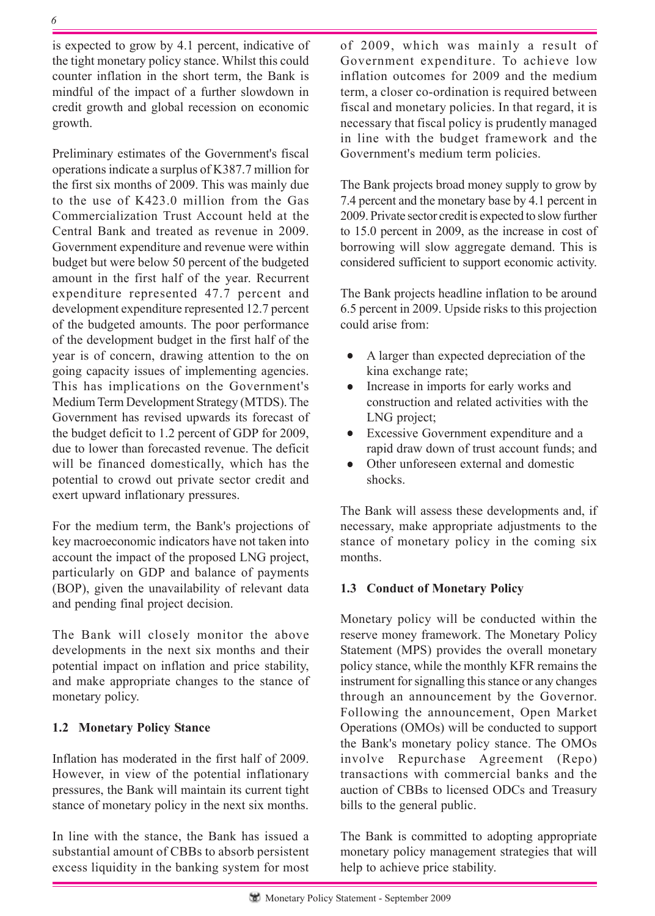is expected to grow by 4.1 percent, indicative of the tight monetary policy stance. Whilst this could counter inflation in the short term, the Bank is mindful of the impact of a further slowdown in credit growth and global recession on economic growth.

Preliminary estimates of the Government's fiscal operations indicate a surplus of K387.7 million for the first six months of 2009. This was mainly due to the use of K423.0 million from the Gas Commercialization Trust Account held at the Central Bank and treated as revenue in 2009. Government expenditure and revenue were within budget but were below 50 percent of the budgeted amount in the first half of the year. Recurrent expenditure represented 47.7 percent and development expenditure represented 12.7 percent of the budgeted amounts. The poor performance of the development budget in the first half of the year is of concern, drawing attention to the on going capacity issues of implementing agencies. This has implications on the Government's Medium Term Development Strategy (MTDS). The Government has revised upwards its forecast of the budget deficit to 1.2 percent of GDP for 2009, due to lower than forecasted revenue. The deficit will be financed domestically, which has the potential to crowd out private sector credit and exert upward inflationary pressures.

For the medium term, the Bank's projections of key macroeconomic indicators have not taken into account the impact of the proposed LNG project, particularly on GDP and balance of payments (BOP), given the unavailability of relevant data and pending final project decision.

The Bank will closely monitor the above developments in the next six months and their potential impact on inflation and price stability, and make appropriate changes to the stance of monetary policy.

## 1.2 Monetary Policy Stance

Inflation has moderated in the first half of 2009. However, in view of the potential inflationary pressures, the Bank will maintain its current tight stance of monetary policy in the next six months.

In line with the stance, the Bank has issued a substantial amount of CBBs to absorb persistent excess liquidity in the banking system for most of 2009, which was mainly a result of Government expenditure. To achieve low inflation outcomes for 2009 and the medium term, a closer co-ordination is required between fiscal and monetary policies. In that regard, it is necessary that fiscal policy is prudently managed in line with the budget framework and the Government's medium term policies.

The Bank projects broad money supply to grow by 7.4 percent and the monetary base by 4.1 percent in 2009. Private sector credit is expected to slow further to 15.0 percent in 2009, as the increase in cost of borrowing will slow aggregate demand. This is considered sufficient to support economic activity.

The Bank projects headline inflation to be around 6.5 percent in 2009. Upside risks to this projection could arise from:

- A larger than expected depreciation of the kina exchange rate;
- Increase in imports for early works and construction and related activities with the LNG project;
- Excessive Government expenditure and a rapid draw down of trust account funds; and
- Other unforeseen external and domestic shocks.

The Bank will assess these developments and, if necessary, make appropriate adjustments to the stance of monetary policy in the coming six months.

## 1.3 Conduct of Monetary Policy

Monetary policy will be conducted within the reserve money framework. The Monetary Policy Statement (MPS) provides the overall monetary policy stance, while the monthly KFR remains the instrument for signalling this stance or any changes through an announcement by the Governor. Following the announcement, Open Market Operations (OMOs) will be conducted to support the Bank's monetary policy stance. The OMOs involve Repurchase Agreement (Repo) transactions with commercial banks and the auction of CBBs to licensed ODCs and Treasury bills to the general public.

The Bank is committed to adopting appropriate monetary policy management strategies that will help to achieve price stability.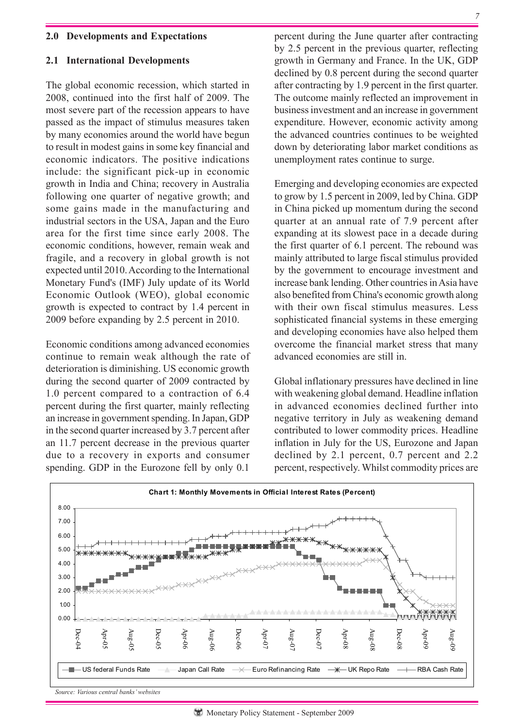## 2.0 Developments and Expectations

### 2.1 International Developments

The global economic recession, which started in 2008, continued into the first half of 2009. The most severe part of the recession appears to have passed as the impact of stimulus measures taken by many economies around the world have begun to result in modest gains in some key financial and economic indicators. The positive indications include: the significant pick-up in economic growth in India and China; recovery in Australia following one quarter of negative growth; and some gains made in the manufacturing and industrial sectors in the USA, Japan and the Euro area for the first time since early 2008. The economic conditions, however, remain weak and fragile, and a recovery in global growth is not expected until 2010. According to the International Monetary Fund's (IMF) July update of its World Economic Outlook (WEO), global economic growth is expected to contract by 1.4 percent in 2009 before expanding by 2.5 percent in 2010.

Economic conditions among advanced economies continue to remain weak although the rate of deterioration is diminishing. US economic growth during the second quarter of 2009 contracted by 1.0 percent compared to a contraction of 6.4 percent during the first quarter, mainly reflecting an increase in government spending. In Japan, GDP in the second quarter increased by 3.7 percent after an 11.7 percent decrease in the previous quarter due to a recovery in exports and consumer spending. GDP in the Eurozone fell by only 0.1 percent during the June quarter after contracting by 2.5 percent in the previous quarter, reflecting growth in Germany and France. In the UK, GDP declined by 0.8 percent during the second quarter after contracting by 1.9 percent in the first quarter. The outcome mainly reflected an improvement in business investment and an increase in government expenditure. However, economic activity among the advanced countries continues to be weighted down by deteriorating labor market conditions as unemployment rates continue to surge.

Emerging and developing economies are expected to grow by 1.5 percent in 2009, led by China. GDP in China picked up momentum during the second quarter at an annual rate of 7.9 percent after expanding at its slowest pace in a decade during the first quarter of 6.1 percent. The rebound was mainly attributed to large fiscal stimulus provided by the government to encourage investment and increase bank lending. Other countries in Asia have also benefited from China's economic growth along with their own fiscal stimulus measures. Less sophisticated financial systems in these emerging and developing economies have also helped them overcome the financial market stress that many advanced economies are still in.

Global inflationary pressures have declined in line with weakening global demand. Headline inflation in advanced economies declined further into negative territory in July as weakening demand contributed to lower commodity prices. Headline inflation in July for the US, Eurozone and Japan declined by 2.1 percent, 0.7 percent and 2.2 percent, respectively. Whilst commodity prices are

**Chart 1: Monthly Movements in Official Interest Rates (Percent)**

*Source: Various central banks' websites*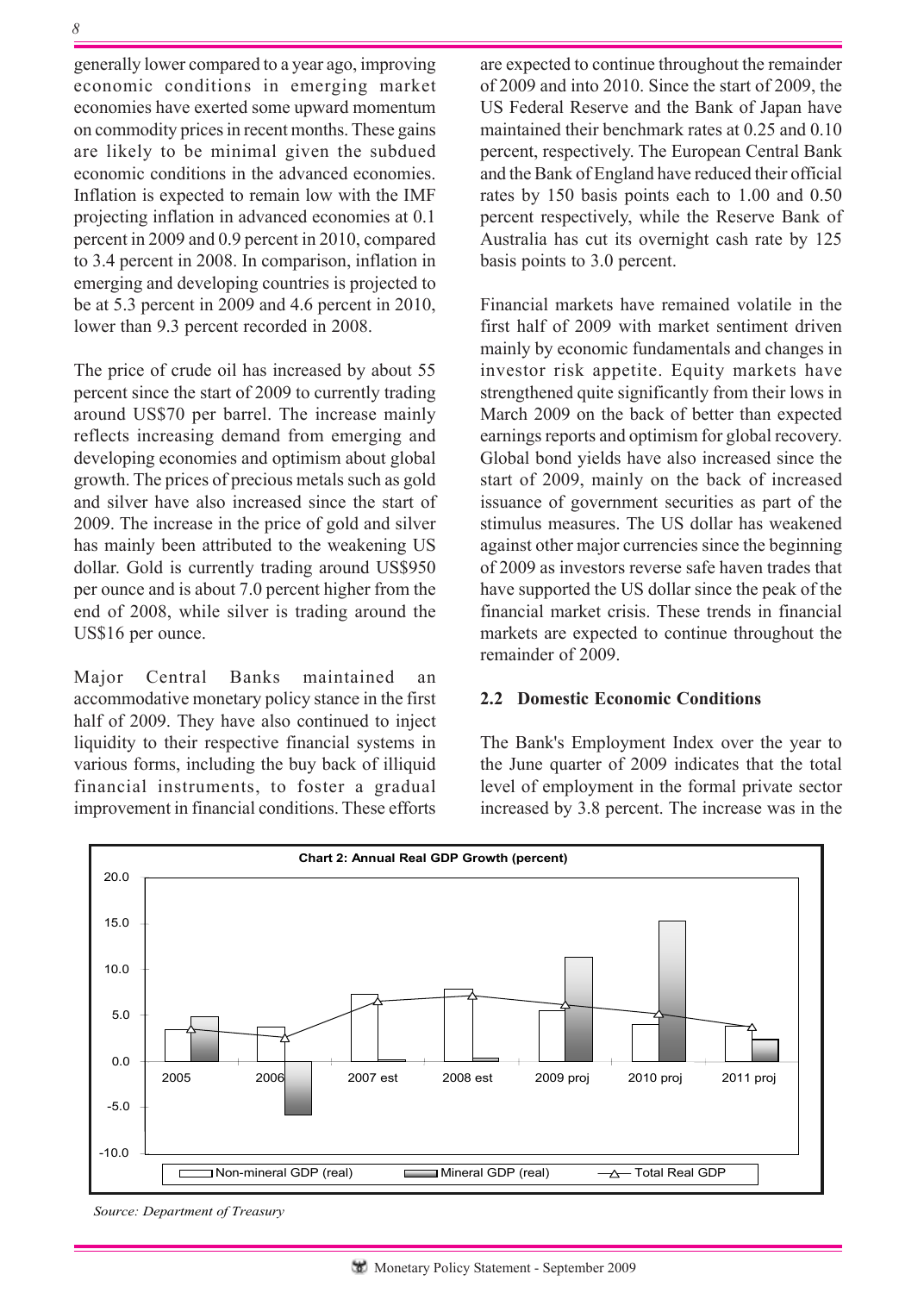generally lower compared to a year ago, improving economic conditions in emerging market economies have exerted some upward momentum on commodity prices in recent months. These gains are likely to be minimal given the subdued economic conditions in the advanced economies. Inflation is expected to remain low with the IMF projecting inflation in advanced economies at 0.1 percent in 2009 and 0.9 percent in 2010, compared to 3.4 percent in 2008. In comparison, inflation in emerging and developing countries is projected to be at 5.3 percent in 2009 and 4.6 percent in 2010, lower than 9.3 percent recorded in 2008.

The price of crude oil has increased by about 55 percent since the start of 2009 to currently trading around US$70 per barrel. The increase mainly reflects increasing demand from emerging and developing economies and optimism about global growth. The prices of precious metals such as gold and silver have also increased since the start of 2009. The increase in the price of gold and silver has mainly been attributed to the weakening US dollar. Gold is currently trading around US$950 per ounce and is about 7.0 percent higher from the end of 2008, while silver is trading around the US$16 per ounce.

Major Central Banks maintained an accommodative monetary policy stance in the first half of 2009. They have also continued to inject liquidity to their respective financial systems in various forms, including the buy back of illiquid financial instruments, to foster a gradual improvement in financial conditions. These efforts are expected to continue throughout the remainder of 2009 and into 2010. Since the start of 2009, the US Federal Reserve and the Bank of Japan have maintained their benchmark rates at 0.25 and 0.10 percent, respectively. The European Central Bank and the Bank of England have reduced their official rates by 150 basis points each to 1.00 and 0.50 percent respectively, while the Reserve Bank of Australia has cut its overnight cash rate by 125 basis points to 3.0 percent.

Financial markets have remained volatile in the first half of 2009 with market sentiment driven mainly by economic fundamentals and changes in investor risk appetite. Equity markets have strengthened quite significantly from their lows in March 2009 on the back of better than expected earnings reports and optimism for global recovery. Global bond yields have also increased since the start of 2009, mainly on the back of increased issuance of government securities as part of the stimulus measures. The US dollar has weakened against other major currencies since the beginning of 2009 as investors reverse safe haven trades that have supported the US dollar since the peak of the financial market crisis. These trends in financial markets are expected to continue throughout the remainder of 2009.

## 2.2 Domestic Economic Conditions

The Bank's Employment Index over the year to the June quarter of 2009 indicates that the total level of employment in the formal private sector increased by 3.8 percent. The increase was in the

**Chart 2: Annual Real GDP Growth (percent)**

Legend: Non-mineral GDP (real); Mineral GDP (real); Total Real GDP

Years: 2005, 2006, 2007 est, 2008 est, 2009 proj, 2010 proj, 2011 proj

*Source: Department of Treasury*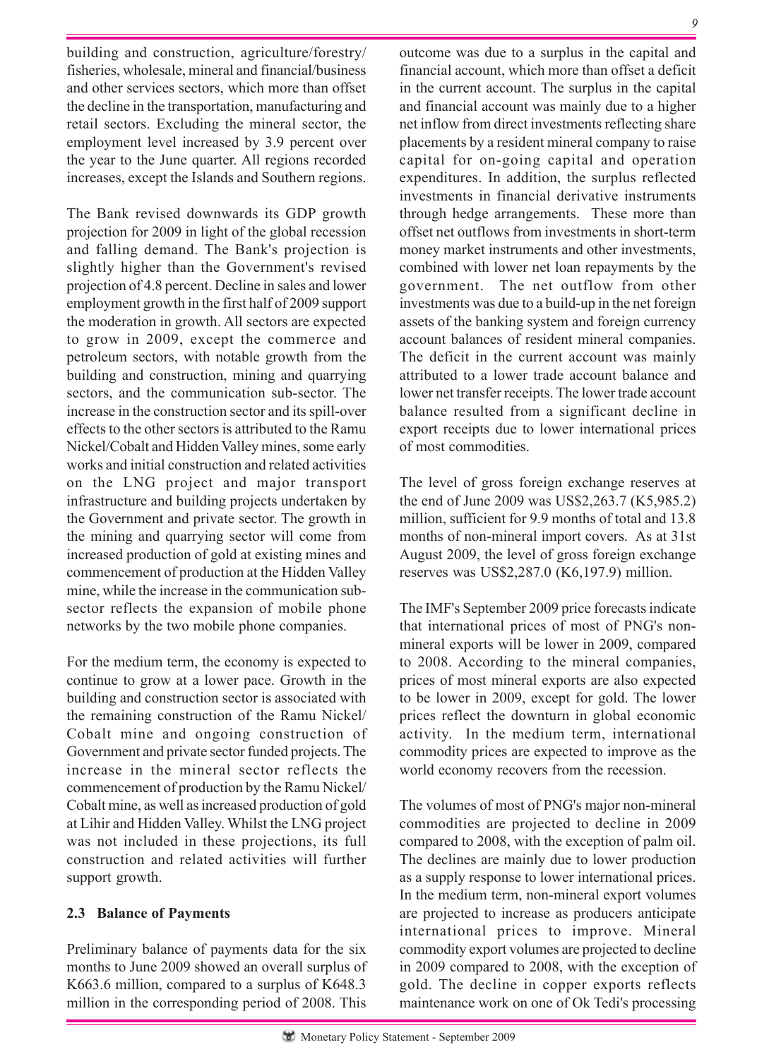building and construction, agriculture/forestry/ fisheries, wholesale, mineral and financial/business and other services sectors, which more than offset the decline in the transportation, manufacturing and retail sectors. Excluding the mineral sector, the employment level increased by 3.9 percent over the year to the June quarter. All regions recorded increases, except the Islands and Southern regions.

The Bank revised downwards its GDP growth projection for 2009 in light of the global recession and falling demand. The Bank's projection is slightly higher than the Government's revised projection of 4.8 percent. Decline in sales and lower employment growth in the first half of 2009 support the moderation in growth. All sectors are expected to grow in 2009, except the commerce and petroleum sectors, with notable growth from the building and construction, mining and quarrying sectors, and the communication sub-sector. The increase in the construction sector and its spill-over effects to the other sectors is attributed to the Ramu Nickel/Cobalt and Hidden Valley mines, some early works and initial construction and related activities on the LNG project and major transport infrastructure and building projects undertaken by the Government and private sector. The growth in the mining and quarrying sector will come from increased production of gold at existing mines and commencement of production at the Hidden Valley mine, while the increase in the communication sub-sector reflects the expansion of mobile phone networks by the two mobile phone companies.

For the medium term, the economy is expected to continue to grow at a lower pace. Growth in the building and construction sector is associated with the remaining construction of the Ramu Nickel/ Cobalt mine and ongoing construction of Government and private sector funded projects. The increase in the mineral sector reflects the commencement of production by the Ramu Nickel/ Cobalt mine, as well as increased production of gold at Lihir and Hidden Valley. Whilst the LNG project was not included in these projections, its full construction and related activities will further support growth.

### 2.3 Balance of Payments

Preliminary balance of payments data for the six months to June 2009 showed an overall surplus of K663.6 million, compared to a surplus of K648.3 million in the corresponding period of 2008. This outcome was due to a surplus in the capital and financial account, which more than offset a deficit in the current account. The surplus in the capital and financial account was mainly due to a higher net inflow from direct investments reflecting share placements by a resident mineral company to raise capital for on-going capital and operation expenditures. In addition, the surplus reflected investments in financial derivative instruments through hedge arrangements. These more than offset net outflows from investments in short-term money market instruments and other investments, combined with lower net loan repayments by the government. The net outflow from other investments was due to a build-up in the net foreign assets of the banking system and foreign currency account balances of resident mineral companies. The deficit in the current account was mainly attributed to a lower trade account balance and lower net transfer receipts. The lower trade account balance resulted from a significant decline in export receipts due to lower international prices of most commodities.

The level of gross foreign exchange reserves at the end of June 2009 was US$2,263.7 (K5,985.2) million, sufficient for 9.9 months of total and 13.8 months of non-mineral import covers. As at 31st August 2009, the level of gross foreign exchange reserves was US$2,287.0 (K6,197.9) million.

The IMF's September 2009 price forecasts indicate that international prices of most of PNG's non-mineral exports will be lower in 2009, compared to 2008. According to the mineral companies, prices of most mineral exports are also expected to be lower in 2009, except for gold. The lower prices reflect the downturn in global economic activity. In the medium term, international commodity prices are expected to improve as the world economy recovers from the recession.

The volumes of most of PNG's major non-mineral commodities are projected to decline in 2009 compared to 2008, with the exception of palm oil. The declines are mainly due to lower production as a supply response to lower international prices. In the medium term, non-mineral export volumes are projected to increase as producers anticipate international prices to improve. Mineral commodity export volumes are projected to decline in 2009 compared to 2008, with the exception of gold. The decline in copper exports reflects maintenance work on one of Ok Tedi's processing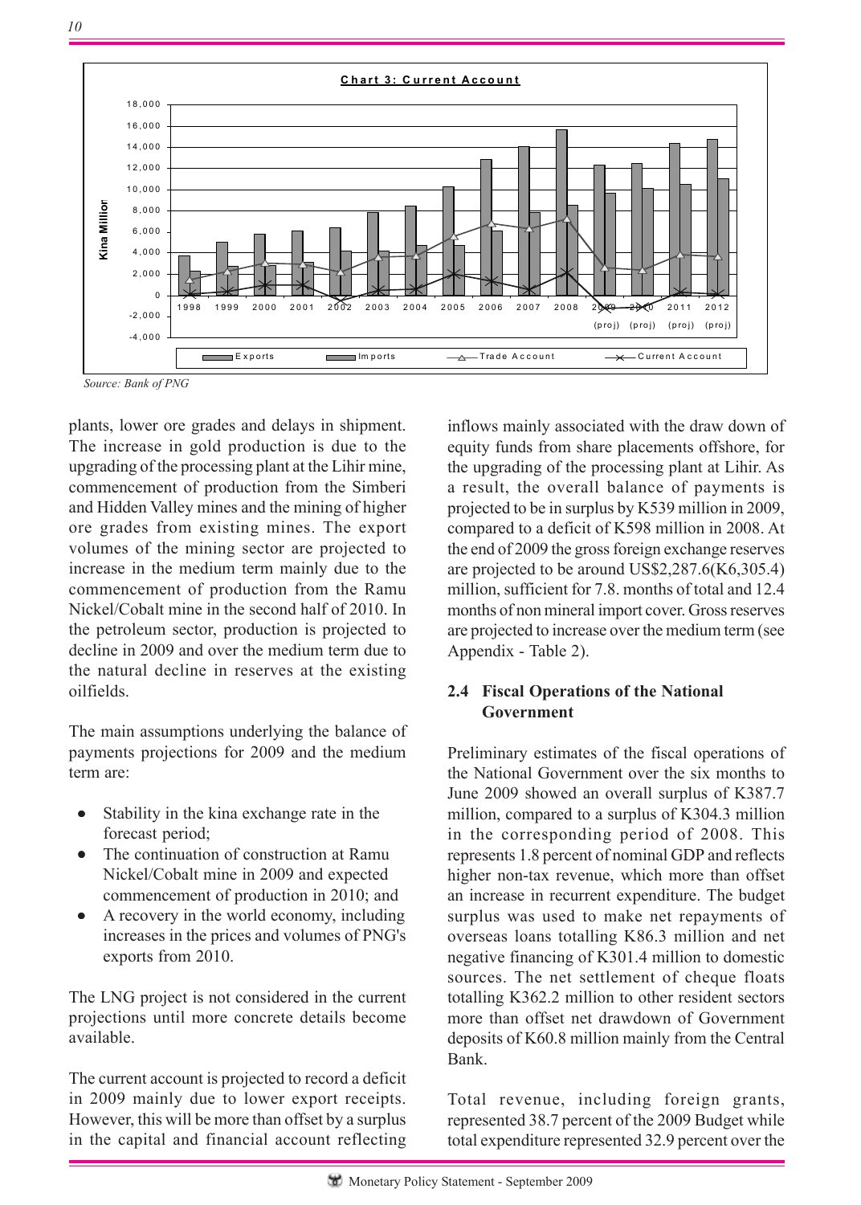**Chart 3: Current Account**

Source: Bank of PNG

plants, lower ore grades and delays in shipment. The increase in gold production is due to the upgrading of the processing plant at the Lihir mine, commencement of production from the Simberi and Hidden Valley mines and the mining of higher ore grades from existing mines. The export volumes of the mining sector are projected to increase in the medium term mainly due to the commencement of production from the Ramu Nickel/Cobalt mine in the second half of 2010. In the petroleum sector, production is projected to decline in 2009 and over the medium term due to the natural decline in reserves at the existing oilfields.

The main assumptions underlying the balance of payments projections for 2009 and the medium term are:

- Stability in the kina exchange rate in the forecast period;
- The continuation of construction at Ramu Nickel/Cobalt mine in 2009 and expected commencement of production in 2010; and
- A recovery in the world economy, including increases in the prices and volumes of PNG's exports from 2010.

The LNG project is not considered in the current projections until more concrete details become available.

The current account is projected to record a deficit in 2009 mainly due to lower export receipts. However, this will be more than offset by a surplus in the capital and financial account reflecting inflows mainly associated with the draw down of equity funds from share placements offshore, for the upgrading of the processing plant at Lihir. As a result, the overall balance of payments is projected to be in surplus by K539 million in 2009, compared to a deficit of K598 million in 2008. At the end of 2009 the gross foreign exchange reserves are projected to be around US$2,287.6(K6,305.4) million, sufficient for 7.8. months of total and 12.4 months of non mineral import cover. Gross reserves are projected to increase over the medium term (see Appendix - Table 2).

## 2.4 Fiscal Operations of the National Government

Preliminary estimates of the fiscal operations of the National Government over the six months to June 2009 showed an overall surplus of K387.7 million, compared to a surplus of K304.3 million in the corresponding period of 2008. This represents 1.8 percent of nominal GDP and reflects higher non-tax revenue, which more than offset an increase in recurrent expenditure. The budget surplus was used to make net repayments of overseas loans totalling K86.3 million and net negative financing of K301.4 million to domestic sources. The net settlement of cheque floats totalling K362.2 million to other resident sectors more than offset net drawdown of Government deposits of K60.8 million mainly from the Central Bank.

Total revenue, including foreign grants, represented 38.7 percent of the 2009 Budget while total expenditure represented 32.9 percent over the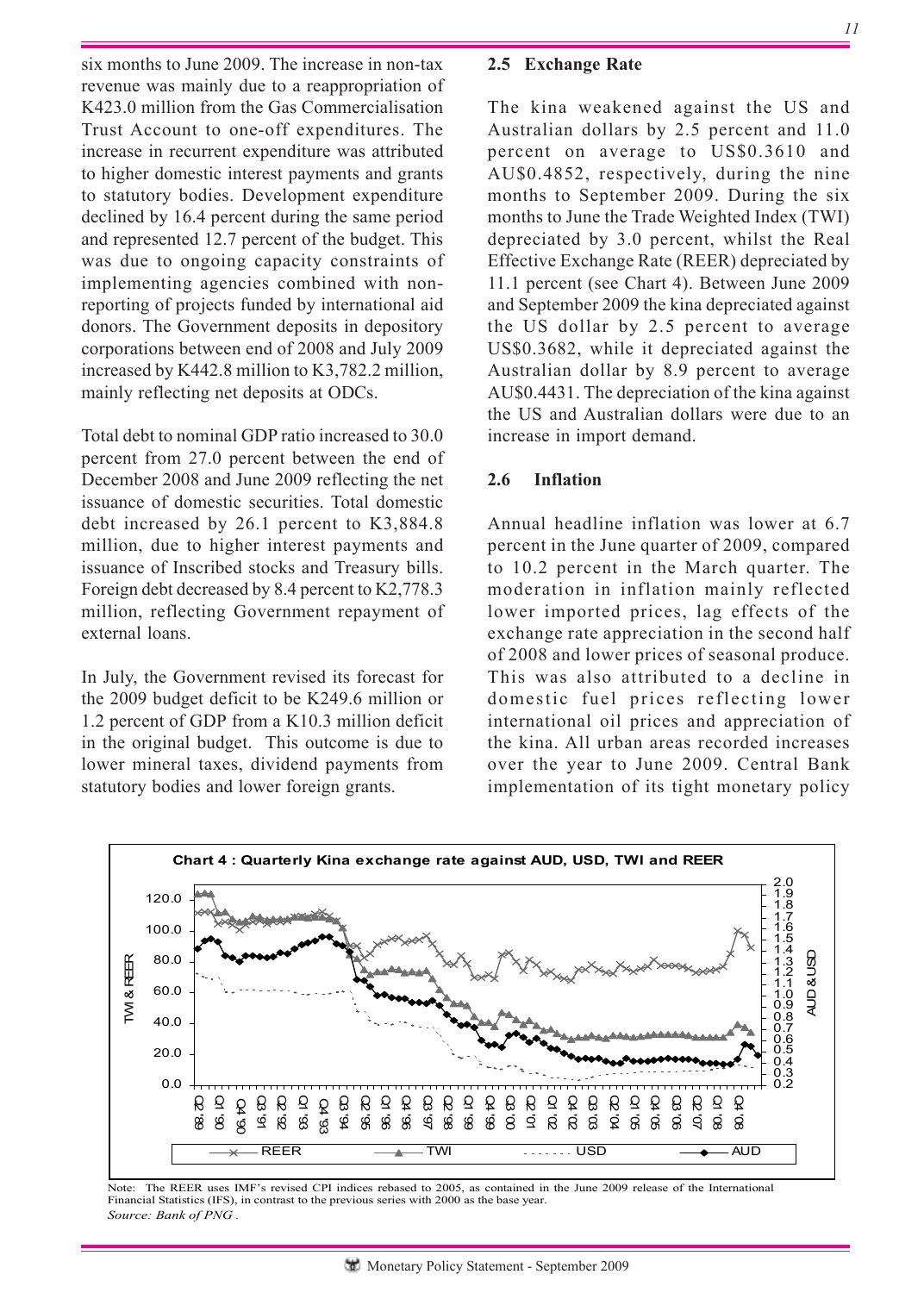six months to June 2009. The increase in non-tax revenue was mainly due to a reappropriation of K423.0 million from the Gas Commercialisation Trust Account to one-off expenditures. The increase in recurrent expenditure was attributed to higher domestic interest payments and grants to statutory bodies. Development expenditure declined by 16.4 percent during the same period and represented 12.7 percent of the budget. This was due to ongoing capacity constraints of implementing agencies combined with non-reporting of projects funded by international aid donors. The Government deposits in depository corporations between end of 2008 and July 2009 increased by K442.8 million to K3,782.2 million, mainly reflecting net deposits at ODCs.

Total debt to nominal GDP ratio increased to 30.0 percent from 27.0 percent between the end of December 2008 and June 2009 reflecting the net issuance of domestic securities. Total domestic debt increased by 26.1 percent to K3,884.8 million, due to higher interest payments and issuance of Inscribed stocks and Treasury bills. Foreign debt decreased by 8.4 percent to K2,778.3 million, reflecting Government repayment of external loans.

In July, the Government revised its forecast for the 2009 budget deficit to be K249.6 million or 1.2 percent of GDP from a K10.3 million deficit in the original budget. This outcome is due to lower mineral taxes, dividend payments from statutory bodies and lower foreign grants.

## 2.5 Exchange Rate

The kina weakened against the US and Australian dollars by 2.5 percent and 11.0 percent on average to US$0.3610 and AU$0.4852, respectively, during the nine months to September 2009. During the six months to June the Trade Weighted Index (TWI) depreciated by 3.0 percent, whilst the Real Effective Exchange Rate (REER) depreciated by 11.1 percent (see Chart 4). Between June 2009 and September 2009 the kina depreciated against the US dollar by 2.5 percent to average US$0.3682, while it depreciated against the Australian dollar by 8.9 percent to average AU$0.4431. The depreciation of the kina against the US and Australian dollars were due to an increase in import demand.

## 2.6 Inflation

Annual headline inflation was lower at 6.7 percent in the June quarter of 2009, compared to 10.2 percent in the March quarter. The moderation in inflation mainly reflected lower imported prices, lag effects of the exchange rate appreciation in the second half of 2008 and lower prices of seasonal produce. This was also attributed to a decline in domestic fuel prices reflecting lower international oil prices and appreciation of the kina. All urban areas recorded increases over the year to June 2009. Central Bank implementation of its tight monetary policy

**Chart 4 : Quarterly Kina exchange rate against AUD, USD, TWI and REER**

Note: The REER uses IMF's revised CPI indices rebased to 2005, as contained in the June 2009 release of the International Financial Statistics (IFS), in contrast to the previous series with 2000 as the base year.
*Source: Bank of PNG .*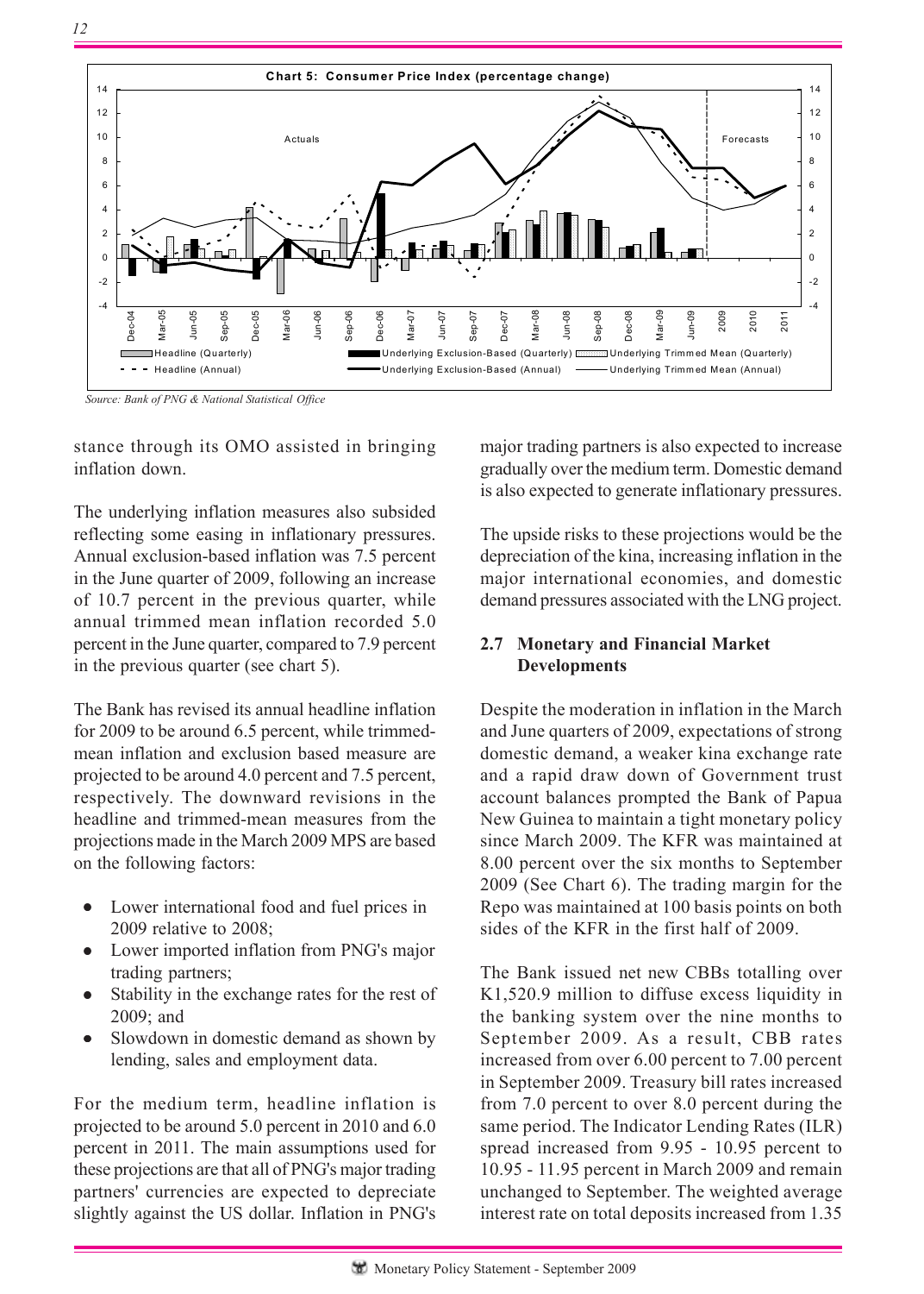**Chart 5: Consumer Price Index (percentage change)**

*Source: Bank of PNG & National Statistical Office*

stance through its OMO assisted in bringing inflation down.

The underlying inflation measures also subsided reflecting some easing in inflationary pressures. Annual exclusion-based inflation was 7.5 percent in the June quarter of 2009, following an increase of 10.7 percent in the previous quarter, while annual trimmed mean inflation recorded 5.0 percent in the June quarter, compared to 7.9 percent in the previous quarter (see chart 5).

The Bank has revised its annual headline inflation for 2009 to be around 6.5 percent, while trimmed-mean inflation and exclusion based measure are projected to be around 4.0 percent and 7.5 percent, respectively. The downward revisions in the headline and trimmed-mean measures from the projections made in the March 2009 MPS are based on the following factors:

- Lower international food and fuel prices in 2009 relative to 2008;
- Lower imported inflation from PNG's major trading partners;
- Stability in the exchange rates for the rest of 2009; and
- Slowdown in domestic demand as shown by lending, sales and employment data.

For the medium term, headline inflation is projected to be around 5.0 percent in 2010 and 6.0 percent in 2011. The main assumptions used for these projections are that all of PNG's major trading partners' currencies are expected to depreciate slightly against the US dollar. Inflation in PNG's major trading partners is also expected to increase gradually over the medium term. Domestic demand is also expected to generate inflationary pressures.

The upside risks to these projections would be the depreciation of the kina, increasing inflation in the major international economies, and domestic demand pressures associated with the LNG project.

## 2.7 Monetary and Financial Market Developments

Despite the moderation in inflation in the March and June quarters of 2009, expectations of strong domestic demand, a weaker kina exchange rate and a rapid draw down of Government trust account balances prompted the Bank of Papua New Guinea to maintain a tight monetary policy since March 2009. The KFR was maintained at 8.00 percent over the six months to September 2009 (See Chart 6). The trading margin for the Repo was maintained at 100 basis points on both sides of the KFR in the first half of 2009.

The Bank issued net new CBBs totalling over K1,520.9 million to diffuse excess liquidity in the banking system over the nine months to September 2009. As a result, CBB rates increased from over 6.00 percent to 7.00 percent in September 2009. Treasury bill rates increased from 7.0 percent to over 8.0 percent during the same period. The Indicator Lending Rates (ILR) spread increased from 9.95 - 10.95 percent to 10.95 - 11.95 percent in March 2009 and remain unchanged to September. The weighted average interest rate on total deposits increased from 1.35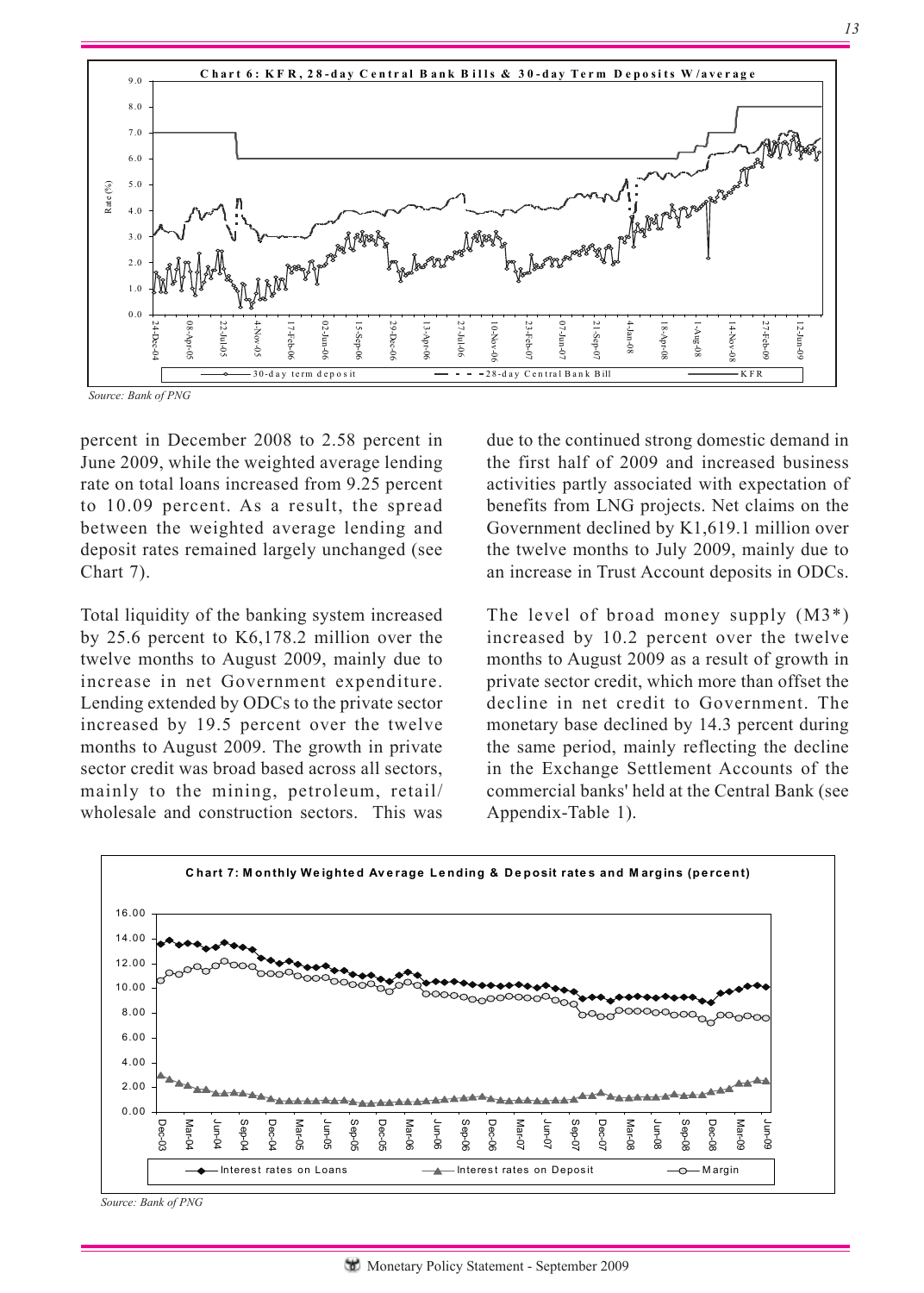**Chart 6: KFR, 28-day Central Bank Bills & 30-day Term Deposits W/average**

*Source: Bank of PNG*

percent in December 2008 to 2.58 percent in June 2009, while the weighted average lending rate on total loans increased from 9.25 percent to 10.09 percent. As a result, the spread between the weighted average lending and deposit rates remained largely unchanged (see Chart 7).

Total liquidity of the banking system increased by 25.6 percent to K6,178.2 million over the twelve months to August 2009, mainly due to increase in net Government expenditure. Lending extended by ODCs to the private sector increased by 19.5 percent over the twelve months to August 2009. The growth in private sector credit was broad based across all sectors, mainly to the mining, petroleum, retail/ wholesale and construction sectors. This was due to the continued strong domestic demand in the first half of 2009 and increased business activities partly associated with expectation of benefits from LNG projects. Net claims on the Government declined by K1,619.1 million over the twelve months to July 2009, mainly due to an increase in Trust Account deposits in ODCs.

The level of broad money supply (M3*) increased by 10.2 percent over the twelve months to August 2009 as a result of growth in private sector credit, which more than offset the decline in net credit to Government. The monetary base declined by 14.3 percent during the same period, mainly reflecting the decline in the Exchange Settlement Accounts of the commercial banks' held at the Central Bank (see Appendix-Table 1).

**Chart 7: Monthly Weighted Average Lending & Deposit rates and Margins (percent)**

*Source: Bank of PNG*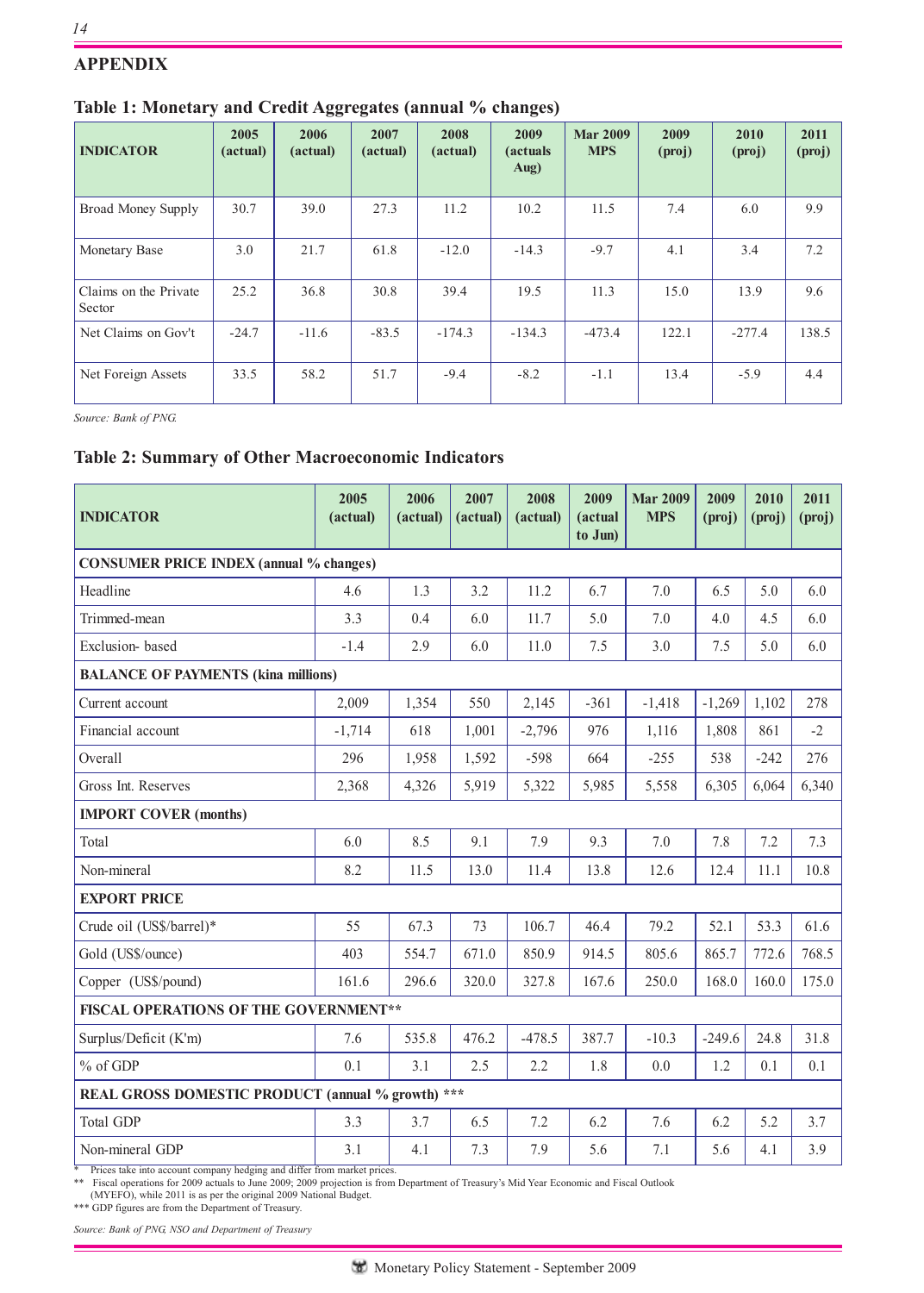## APPENDIX

### Table 1: Monetary and Credit Aggregates (annual % changes)

| INDICATOR | 2005 (actual) | 2006 (actual) | 2007 (actual) | 2008 (actual) | 2009 (actuals Aug) | Mar 2009 MPS | 2009 (proj) | 2010 (proj) | 2011 (proj) |
|---|---|---|---|---|---|---|---|---|---|
| Broad Money Supply | 30.7 | 39.0 | 27.3 | 11.2 | 10.2 | 11.5 | 7.4 | 6.0 | 9.9 |
| Monetary Base | 3.0 | 21.7 | 61.8 | -12.0 | -14.3 | -9.7 | 4.1 | 3.4 | 7.2 |
| Claims on the Private Sector | 25.2 | 36.8 | 30.8 | 39.4 | 19.5 | 11.3 | 15.0 | 13.9 | 9.6 |
| Net Claims on Gov't | -24.7 | -11.6 | -83.5 | -174.3 | -134.3 | -473.4 | 122.1 | -277.4 | 138.5 |
| Net Foreign Assets | 33.5 | 58.2 | 51.7 | -9.4 | -8.2 | -1.1 | 13.4 | -5.9 | 4.4 |

*Source: Bank of PNG.*

### Table 2: Summary of Other Macroeconomic Indicators

| INDICATOR | 2005 (actual) | 2006 (actual) | 2007 (actual) | 2008 (actual) | 2009 (actual to Jun) | Mar 2009 MPS | 2009 (proj) | 2010 (proj) | 2011 (proj) |
|---|---|---|---|---|---|---|---|---|---|
| **CONSUMER PRICE INDEX (annual % changes)** | | | | | | | | | |
| Headline | 4.6 | 1.3 | 3.2 | 11.2 | 6.7 | 7.0 | 6.5 | 5.0 | 6.0 |
| Trimmed-mean | 3.3 | 0.4 | 6.0 | 11.7 | 5.0 | 7.0 | 4.0 | 4.5 | 6.0 |
| Exclusion- based | -1.4 | 2.9 | 6.0 | 11.0 | 7.5 | 3.0 | 7.5 | 5.0 | 6.0 |
| **BALANCE OF PAYMENTS (kina millions)** | | | | | | | | | |
| Current account | 2,009 | 1,354 | 550 | 2,145 | -361 | -1,418 | -1,269 | 1,102 | 278 |
| Financial account | -1,714 | 618 | 1,001 | -2,796 | 976 | 1,116 | 1,808 | 861 | -2 |
| Overall | 296 | 1,958 | 1,592 | -598 | 664 | -255 | 538 | -242 | 276 |
| Gross Int. Reserves | 2,368 | 4,326 | 5,919 | 5,322 | 5,985 | 5,558 | 6,305 | 6,064 | 6,340 |
| **IMPORT COVER (months)** | | | | | | | | | |
| Total | 6.0 | 8.5 | 9.1 | 7.9 | 9.3 | 7.0 | 7.8 | 7.2 | 7.3 |
| Non-mineral | 8.2 | 11.5 | 13.0 | 11.4 | 13.8 | 12.6 | 12.4 | 11.1 | 10.8 |
| **EXPORT PRICE** | | | | | | | | | |
| Crude oil (US$/barrel)* | 55 | 67.3 | 73 | 106.7 | 46.4 | 79.2 | 52.1 | 53.3 | 61.6 |
| Gold (US$/ounce) | 403 | 554.7 | 671.0 | 850.9 | 914.5 | 805.6 | 865.7 | 772.6 | 768.5 |
| Copper (US$/pound) | 161.6 | 296.6 | 320.0 | 327.8 | 167.6 | 250.0 | 168.0 | 160.0 | 175.0 |
| **FISCAL OPERATIONS OF THE GOVERNMENT**** | | | | | | | | | |
| Surplus/Deficit (K'm) | 7.6 | 535.8 | 476.2 | -478.5 | 387.7 | -10.3 | -249.6 | 24.8 | 31.8 |
| % of GDP | 0.1 | 3.1 | 2.5 | 2.2 | 1.8 | 0.0 | 1.2 | 0.1 | 0.1 |
| **REAL GROSS DOMESTIC PRODUCT (annual % growth) ***** | | | | | | | | | |
| Total GDP | 3.3 | 3.7 | 6.5 | 7.2 | 6.2 | 7.6 | 6.2 | 5.2 | 3.7 |
| Non-mineral GDP | 3.1 | 4.1 | 7.3 | 7.9 | 5.6 | 7.1 | 5.6 | 4.1 | 3.9 |

\* Prices take into account company hedging and differ from market prices.
** Fiscal operations for 2009 actuals to June 2009; 2009 projection is from Department of Treasury's Mid Year Economic and Fiscal Outlook (MYEFO), while 2011 is as per the original 2009 National Budget.
*** GDP figures are from the Department of Treasury.

*Source: Bank of PNG, NSO and Department of Treasury*